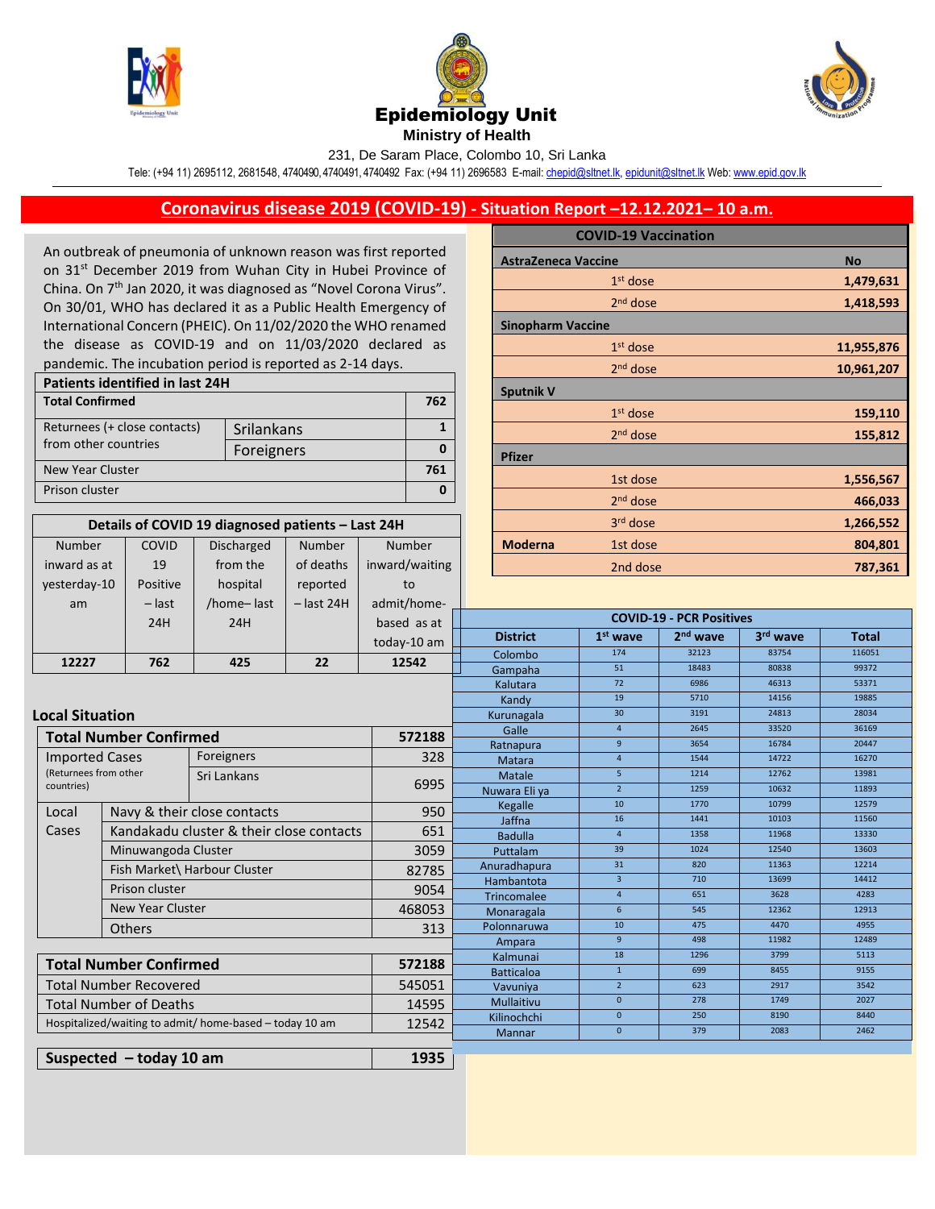# Epidemiology Unit

**Ministry of Health**

231, De Saram Place, Colombo 10, Sri Lanka

Tele: (+94 11) 2695112, 2681548, 4740490, 4740491, 4740492 Fax: (+94 11) 2696583 E-mail: chepid@sltnet.lk, epidunit@sltnet.lk Web: www.epid.gov.lk

## Coronavirus disease 2019 (COVID-19) - Situation Report –12.12.2021– 10 a.m.

An outbreak of pneumonia of unknown reason was first reported on 31st December 2019 from Wuhan City in Hubei Province of China. On 7th Jan 2020, it was diagnosed as “Novel Corona Virus”. On 30/01, WHO has declared it as a Public Health Emergency of International Concern (PHEIC). On 11/02/2020 the WHO renamed the disease as COVID-19 and on 11/03/2020 declared as pandemic. The incubation period is reported as 2-14 days.

| Patients identified in last 24H | | |
|---|---|---|
| **Total Confirmed** | | **762** |
| Returnees (+ close contacts) from other countries | Srilankans | 1 |
| | Foreigners | 0 |
| New Year Cluster | | 761 |
| Prison cluster | | 0 |

| Details of COVID 19 diagnosed patients – Last 24H | | | | |
|---|---|---|---|---|
| Number inward as at yesterday-10 am | COVID 19 Positive – last 24H | Discharged from the hospital /home– last 24H | Number of deaths reported – last 24H | Number inward/waiting to admit/home-based as at today-10 am |
| **12227** | **762** | **425** | **22** | **12542** |

### Local Situation

| **Total Number Confirmed** | | **572188** |
|---|---|---|
| Imported Cases (Returnees from other countries) | Foreigners | 328 |
| | Sri Lankans | 6995 |
| Local Cases | Navy & their close contacts | 950 |
| | Kandakadu cluster & their close contacts | 651 |
| | Minuwangoda Cluster | 3059 |
| | Fish Market\ Harbour Cluster | 82785 |
| | Prison cluster | 9054 |
| | New Year Cluster | 468053 |
| | Others | 313 |

| **Total Number Confirmed** | **572188** |
|---|---|
| Total Number Recovered | 545051 |
| Total Number of Deaths | 14595 |
| Hospitalized/waiting to admit/ home-based – today 10 am | 12542 |

| **Suspected – today 10 am** | **1935** |
|---|---|

| COVID-19 Vaccination | | |
|---|---|---|
| **AstraZeneca Vaccine** | | **No** |
| | 1st dose | **1,479,631** |
| | 2nd dose | **1,418,593** |
| **Sinopharm Vaccine** | | |
| | 1st dose | **11,955,876** |
| | 2nd dose | **10,961,207** |
| **Sputnik V** | | |
| | 1st dose | **159,110** |
| | 2nd dose | **155,812** |
| **Pfizer** | | |
| | 1st dose | **1,556,567** |
| | 2nd dose | **466,033** |
| | 3rd dose | **1,266,552** |
| **Moderna** | 1st dose | **804,801** |
| | 2nd dose | **787,361** |

| COVID-19 - PCR Positives | | | | |
|---|---|---|---|---|
| **District** | **1st wave** | **2nd wave** | **3rd wave** | **Total** |
| Colombo | 174 | 32123 | 83754 | 116051 |
| Gampaha | 51 | 18483 | 80838 | 99372 |
| Kalutara | 72 | 6986 | 46313 | 53371 |
| Kandy | 19 | 5710 | 14156 | 19885 |
| Kurunagala | 30 | 3191 | 24813 | 28034 |
| Galle | 4 | 2645 | 33520 | 36169 |
| Ratnapura | 9 | 3654 | 16784 | 20447 |
| Matara | 4 | 1544 | 14722 | 16270 |
| Matale | 5 | 1214 | 12762 | 13981 |
| Nuwara Eli ya | 2 | 1259 | 10632 | 11893 |
| Kegalle | 10 | 1770 | 10799 | 12579 |
| Jaffna | 16 | 1441 | 10103 | 11560 |
| Badulla | 4 | 1358 | 11968 | 13330 |
| Puttalam | 39 | 1024 | 12540 | 13603 |
| Anuradhapura | 31 | 820 | 11363 | 12214 |
| Hambantota | 3 | 710 | 13699 | 14412 |
| Trincomalee | 4 | 651 | 3628 | 4283 |
| Monaragala | 6 | 545 | 12362 | 12913 |
| Polonnaruwa | 10 | 475 | 4470 | 4955 |
| Ampara | 9 | 498 | 11982 | 12489 |
| Kalmunai | 18 | 1296 | 3799 | 5113 |
| Batticaloa | 1 | 699 | 8455 | 9155 |
| Vavuniya | 2 | 623 | 2917 | 3542 |
| Mullaitivu | 0 | 278 | 1749 | 2027 |
| Kilinochchi | 0 | 250 | 8190 | 8440 |
| Mannar | 0 | 379 | 2083 | 2462 |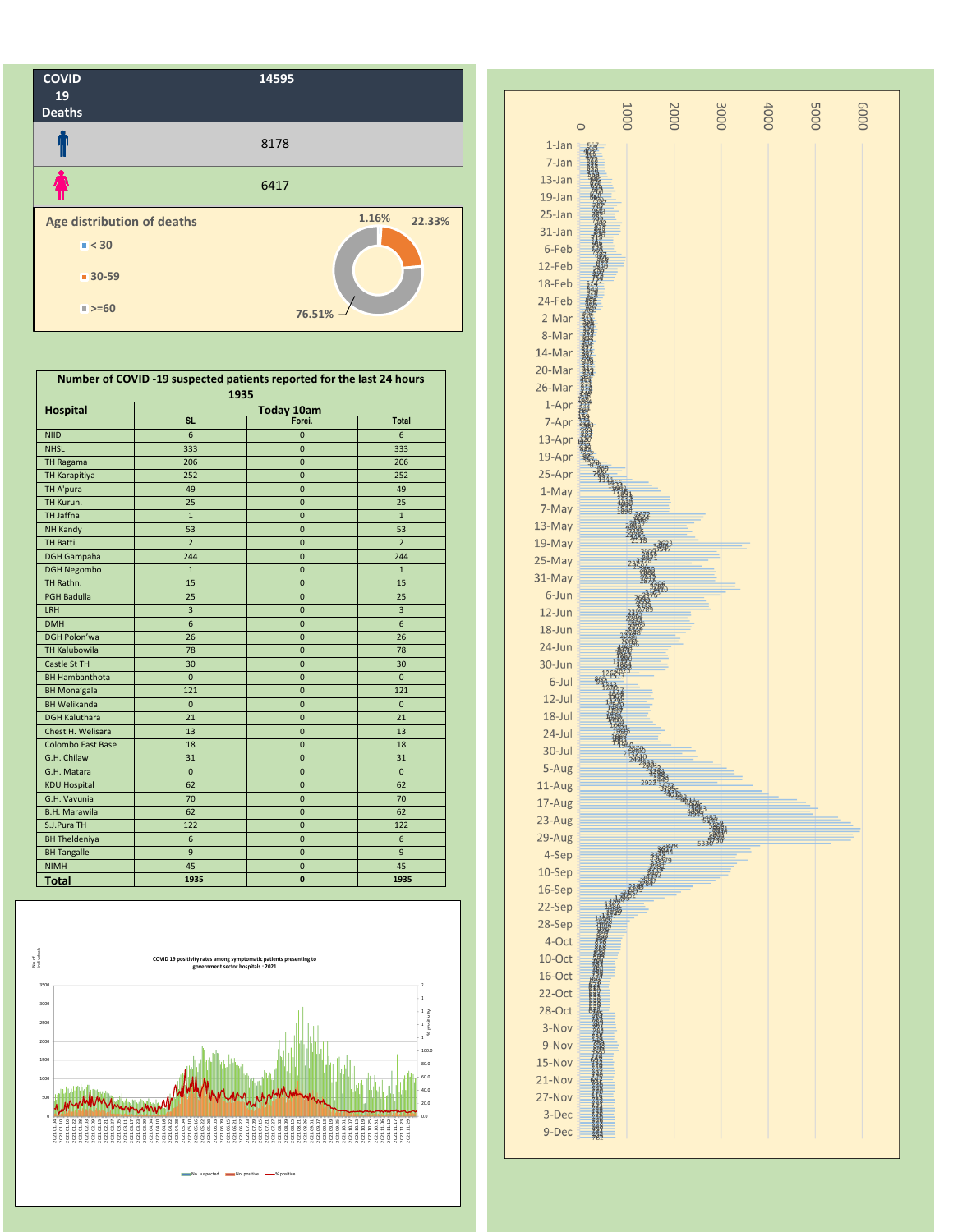| COVID 19 Deaths | 14595 |
|---|---|
| Male | 8178 |
| Female | 6417 |

**Age distribution of deaths**

- < 30
- 30-59
- >=60

1.16%

22.33%

76.51%

| Number of COVID -19 suspected patients reported for the last 24 hours 1935 | | | |
|---|---|---|---|
| **Hospital** | **Today 10am** | | |
| | SL | Forei. | Total |
| NIID | 6 | 0 | 6 |
| NHSL | 333 | 0 | 333 |
| TH Ragama | 206 | 0 | 206 |
| TH Karapitiya | 252 | 0 | 252 |
| TH A'pura | 49 | 0 | 49 |
| TH Kurun. | 25 | 0 | 25 |
| TH Jaffna | 1 | 0 | 1 |
| NH Kandy | 53 | 0 | 53 |
| TH Batti. | 2 | 0 | 2 |
| DGH Gampaha | 244 | 0 | 244 |
| DGH Negombo | 1 | 0 | 1 |
| TH Rathn. | 15 | 0 | 15 |
| PGH Badulla | 25 | 0 | 25 |
| LRH | 3 | 0 | 3 |
| DMH | 6 | 0 | 6 |
| DGH Polon'wa | 26 | 0 | 26 |
| TH Kalubowila | 78 | 0 | 78 |
| Castle St TH | 30 | 0 | 30 |
| BH Hambanthota | 0 | 0 | 0 |
| BH Mona'gala | 121 | 0 | 121 |
| BH Welikanda | 0 | 0 | 0 |
| DGH Kaluthara | 21 | 0 | 21 |
| Chest H. Welisara | 13 | 0 | 13 |
| Colombo East Base | 18 | 0 | 18 |
| G.H. Chilaw | 31 | 0 | 31 |
| G.H. Matara | 0 | 0 | 0 |
| KDU Hospital | 62 | 0 | 62 |
| G.H. Vavunia | 70 | 0 | 70 |
| B.H. Marawila | 62 | 0 | 62 |
| S.J.Pura TH | 122 | 0 | 122 |
| BH Theldeniya | 6 | 0 | 6 |
| BH Tangalle | 9 | 0 | 9 |
| NIMH | 45 | 0 | 45 |
| **Total** | **1935** | **0** | **1935** |

COVID 19 positivity rates among symptomatic patients presenting to government sector hospitals : 2021

No. of individuals

% positivity

No. suspected — No. positive — % positive